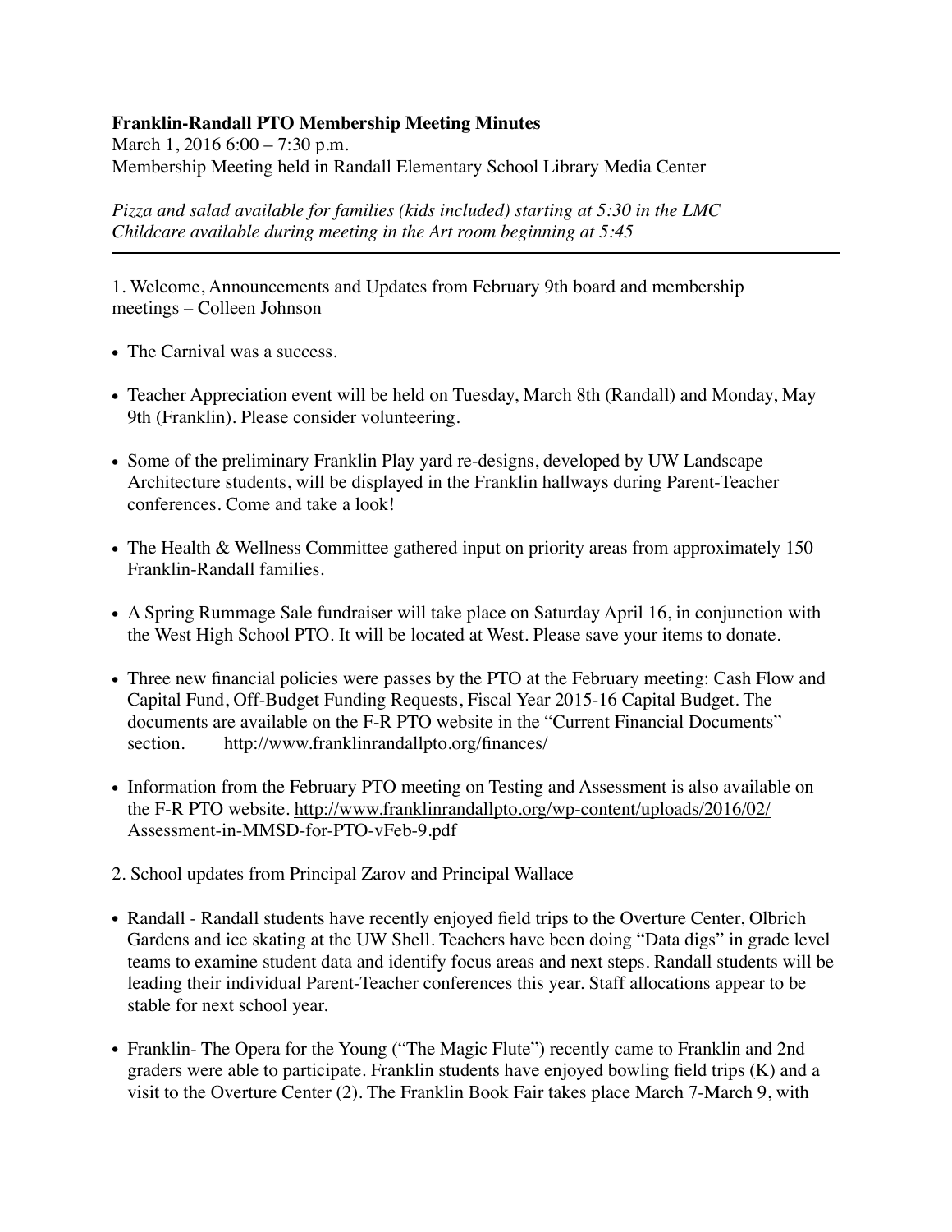**Franklin-Randall PTO Membership Meeting Minutes**

March 1, 2016 6:00 – 7:30 p.m.

Membership Meeting held in Randall Elementary School Library Media Center

*Pizza and salad available for families (kids included) starting at 5:30 in the LMC*

*Childcare available during meeting in the Art room beginning at 5:45*

---

1. Welcome, Announcements and Updates from February 9th board and membership meetings – Colleen Johnson

- The Carnival was a success.
- Teacher Appreciation event will be held on Tuesday, March 8th (Randall) and Monday, May 9th (Franklin). Please consider volunteering.
- Some of the preliminary Franklin Play yard re-designs, developed by UW Landscape Architecture students, will be displayed in the Franklin hallways during Parent-Teacher conferences. Come and take a look!
- The Health & Wellness Committee gathered input on priority areas from approximately 150 Franklin-Randall families.
- A Spring Rummage Sale fundraiser will take place on Saturday April 16, in conjunction with the West High School PTO. It will be located at West. Please save your items to donate.
- Three new financial policies were passes by the PTO at the February meeting: Cash Flow and Capital Fund, Off-Budget Funding Requests, Fiscal Year 2015-16 Capital Budget. The documents are available on the F-R PTO website in the "Current Financial Documents" section. http://www.franklinrandallpto.org/finances/
- Information from the February PTO meeting on Testing and Assessment is also available on the F-R PTO website. http://www.franklinrandallpto.org/wp-content/uploads/2016/02/Assessment-in-MMSD-for-PTO-vFeb-9.pdf

2. School updates from Principal Zarov and Principal Wallace

- Randall - Randall students have recently enjoyed field trips to the Overture Center, Olbrich Gardens and ice skating at the UW Shell. Teachers have been doing "Data digs" in grade level teams to examine student data and identify focus areas and next steps. Randall students will be leading their individual Parent-Teacher conferences this year. Staff allocations appear to be stable for next school year.
- Franklin- The Opera for the Young ("The Magic Flute") recently came to Franklin and 2nd graders were able to participate. Franklin students have enjoyed bowling field trips (K) and a visit to the Overture Center (2). The Franklin Book Fair takes place March 7-March 9, with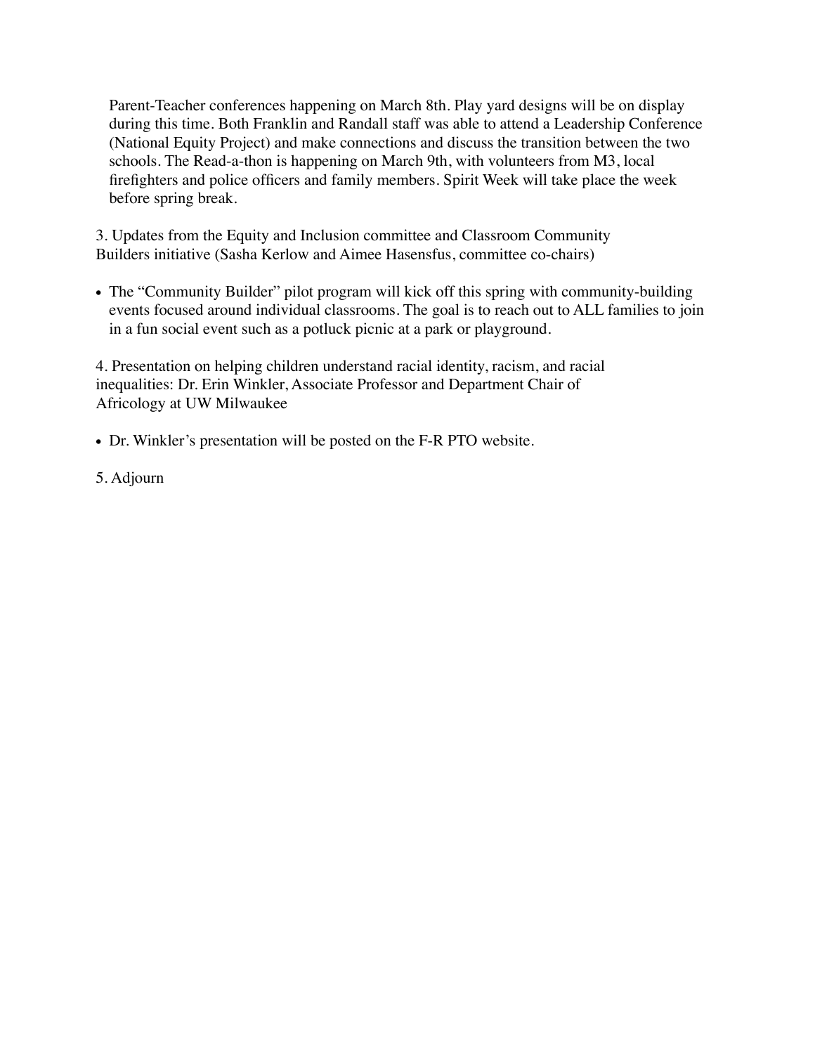Parent-Teacher conferences happening on March 8th. Play yard designs will be on display during this time. Both Franklin and Randall staff was able to attend a Leadership Conference (National Equity Project) and make connections and discuss the transition between the two schools. The Read-a-thon is happening on March 9th, with volunteers from M3, local firefighters and police officers and family members. Spirit Week will take place the week before spring break.

3. Updates from the Equity and Inclusion committee and Classroom Community Builders initiative (Sasha Kerlow and Aimee Hasensfus, committee co-chairs)

- The "Community Builder" pilot program will kick off this spring with community-building events focused around individual classrooms. The goal is to reach out to ALL families to join in a fun social event such as a potluck picnic at a park or playground.

4. Presentation on helping children understand racial identity, racism, and racial inequalities: Dr. Erin Winkler, Associate Professor and Department Chair of Africology at UW Milwaukee

- Dr. Winkler's presentation will be posted on the F-R PTO website.

5. Adjourn